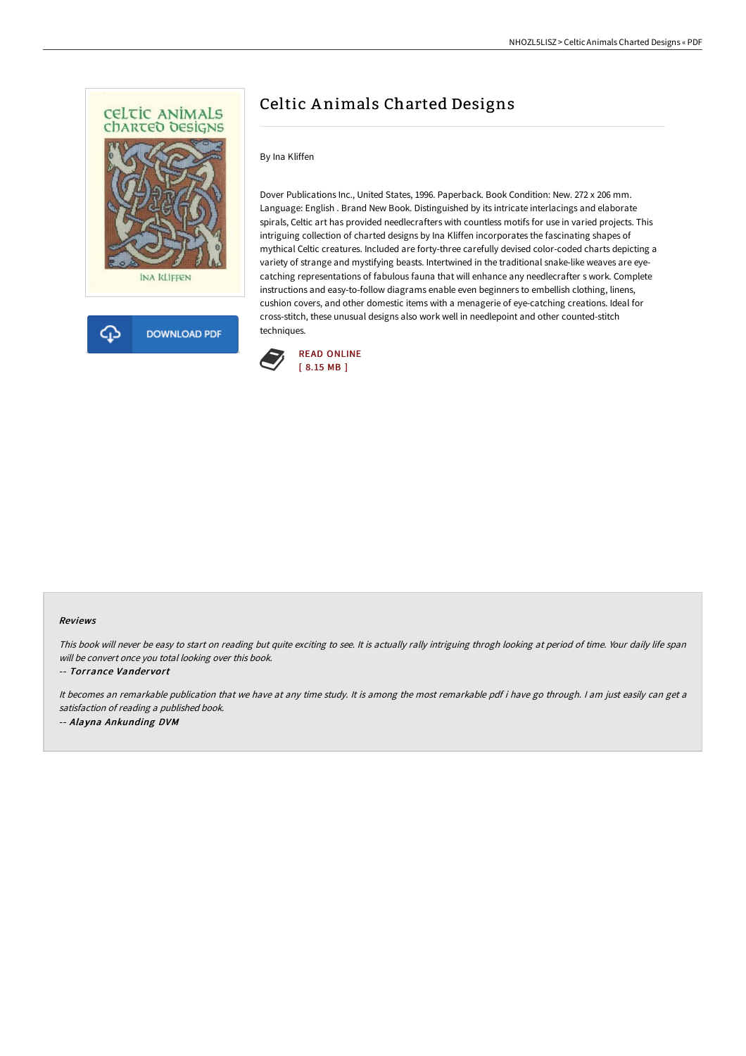# Celtic Animals Charted Designs

By Ina Kliffen

Dover Publications Inc., United States, 1996. Paperback. Book Condition: New. 272 x 206 mm. Language: English . Brand New Book. Distinguished by its intricate interlacings and elaborate spirals, Celtic art has provided needlecrafters with countless motifs for use in varied projects. This intriguing collection of charted designs by Ina Kliffen incorporates the fascinating shapes of mythical Celtic creatures. Included are forty-three carefully devised color-coded charts depicting a variety of strange and mystifying beasts. Intertwined in the traditional snake-like weaves are eye-catching representations of fabulous fauna that will enhance any needlecrafter s work. Complete instructions and easy-to-follow diagrams enable even beginners to embellish clothing, linens, cushion covers, and other domestic items with a menagerie of eye-catching creations. Ideal for cross-stitch, these unusual designs also work well in needlepoint and other counted-stitch techniques.

READ ONLINE
[ 8.15 MB ]

DOWNLOAD PDF

### Reviews

*This book will never be easy to start on reading but quite exciting to see. It is actually rally intriguing throgh looking at period of time. Your daily life span will be convert once you total looking over this book.*

-- *Torrance Vandervort*

*It becomes an remarkable publication that we have at any time study. It is among the most remarkable pdf i have go through. I am just easily can get a satisfaction of reading a published book.*

-- *Alayna Ankunding DVM*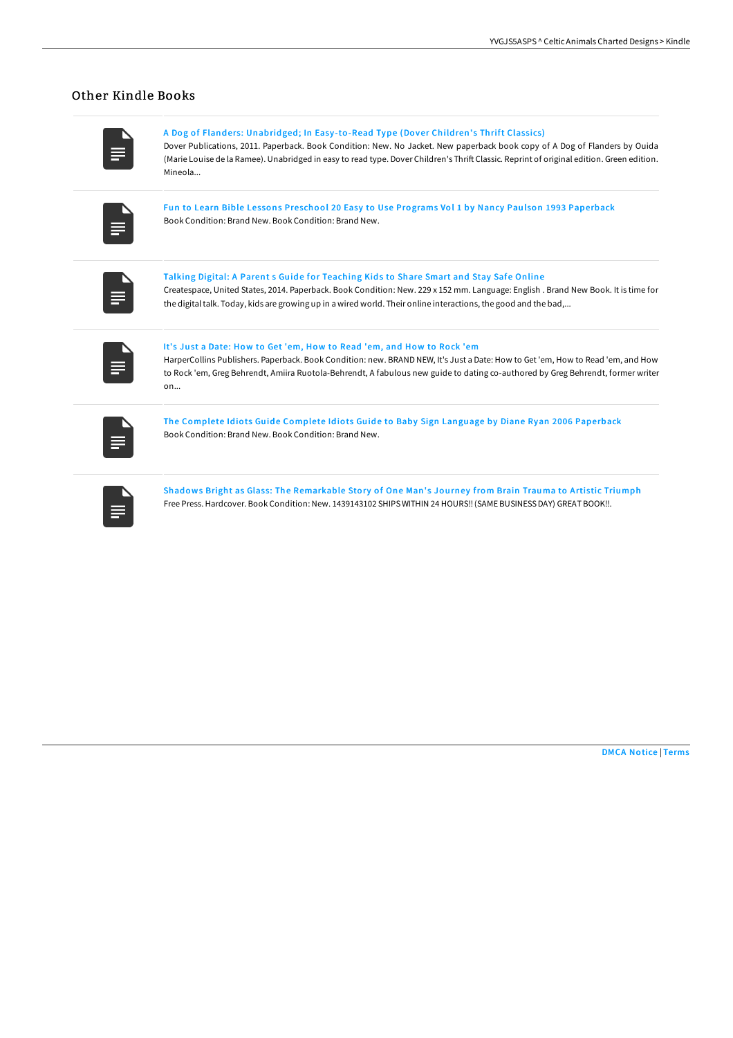## Other Kindle Books

**A Dog of Flanders: Unabridged; In Easy-to-Read Type (Dover Children's Thrift Classics)**

Dover Publications, 2011. Paperback. Book Condition: New. No Jacket. New paperback book copy of A Dog of Flanders by Ouida (Marie Louise de la Ramee). Unabridged in easy to read type. Dover Children's Thrift Classic. Reprint of original edition. Green edition. Mineola...

**Fun to Learn Bible Lessons Preschool 20 Easy to Use Programs Vol 1 by Nancy Paulson 1993 Paperback**

Book Condition: Brand New. Book Condition: Brand New.

**Talking Digital: A Parent s Guide for Teaching Kids to Share Smart and Stay Safe Online**

Createspace, United States, 2014. Paperback. Book Condition: New. 229 x 152 mm. Language: English . Brand New Book. It is time for the digital talk. Today, kids are growing up in a wired world. Their online interactions, the good and the bad,...

**It's Just a Date: How to Get 'em, How to Read 'em, and How to Rock 'em**

HarperCollins Publishers. Paperback. Book Condition: new. BRAND NEW, It's Just a Date: How to Get 'em, How to Read 'em, and How to Rock 'em, Greg Behrendt, Amiira Ruotola-Behrendt, A fabulous new guide to dating co-authored by Greg Behrendt, former writer on...

**The Complete Idiots Guide Complete Idiots Guide to Baby Sign Language by Diane Ryan 2006 Paperback**

Book Condition: Brand New. Book Condition: Brand New.

**Shadows Bright as Glass: The Remarkable Story of One Man's Journey from Brain Trauma to Artistic Triumph**

Free Press. Hardcover. Book Condition: New. 1439143102 SHIPS WITHIN 24 HOURS!! (SAME BUSINESS DAY) GREAT BOOK!!.